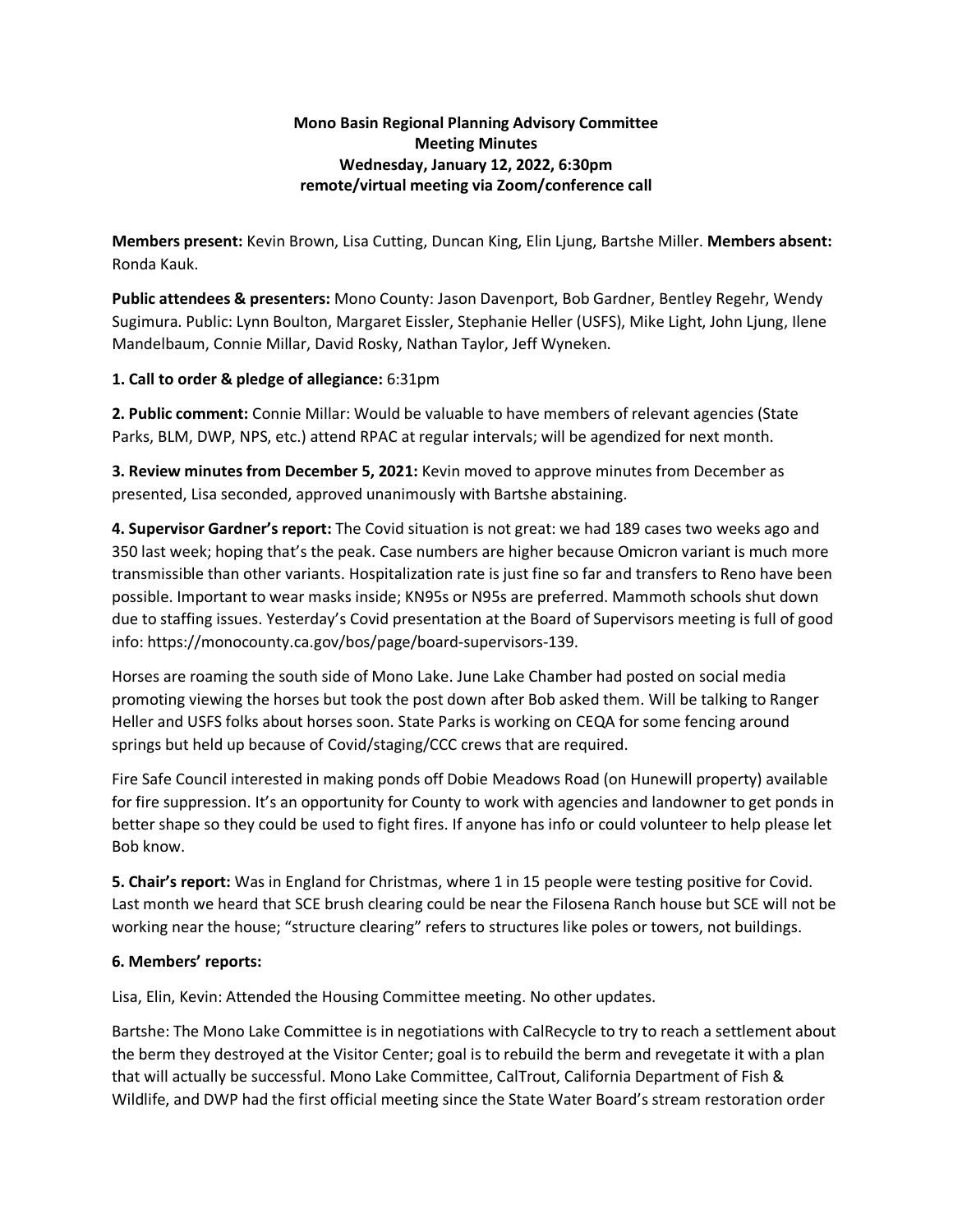**Mono Basin Regional Planning Advisory Committee**
**Meeting Minutes**
**Wednesday, January 12, 2022, 6:30pm**
**remote/virtual meeting via Zoom/conference call**

**Members present:** Kevin Brown, Lisa Cutting, Duncan King, Elin Ljung, Bartshe Miller. **Members absent:** Ronda Kauk.

**Public attendees & presenters:** Mono County: Jason Davenport, Bob Gardner, Bentley Regehr, Wendy Sugimura. Public: Lynn Boulton, Margaret Eissler, Stephanie Heller (USFS), Mike Light, John Ljung, Ilene Mandelbaum, Connie Millar, David Rosky, Nathan Taylor, Jeff Wyneken.

**1. Call to order & pledge of allegiance:** 6:31pm

**2. Public comment:** Connie Millar: Would be valuable to have members of relevant agencies (State Parks, BLM, DWP, NPS, etc.) attend RPAC at regular intervals; will be agendized for next month.

**3. Review minutes from December 5, 2021:** Kevin moved to approve minutes from December as presented, Lisa seconded, approved unanimously with Bartshe abstaining.

**4. Supervisor Gardner's report:** The Covid situation is not great: we had 189 cases two weeks ago and 350 last week; hoping that's the peak. Case numbers are higher because Omicron variant is much more transmissible than other variants. Hospitalization rate is just fine so far and transfers to Reno have been possible. Important to wear masks inside; KN95s or N95s are preferred. Mammoth schools shut down due to staffing issues. Yesterday's Covid presentation at the Board of Supervisors meeting is full of good info: https://monocounty.ca.gov/bos/page/board-supervisors-139.

Horses are roaming the south side of Mono Lake. June Lake Chamber had posted on social media promoting viewing the horses but took the post down after Bob asked them. Will be talking to Ranger Heller and USFS folks about horses soon. State Parks is working on CEQA for some fencing around springs but held up because of Covid/staging/CCC crews that are required.

Fire Safe Council interested in making ponds off Dobie Meadows Road (on Hunewill property) available for fire suppression. It's an opportunity for County to work with agencies and landowner to get ponds in better shape so they could be used to fight fires. If anyone has info or could volunteer to help please let Bob know.

**5. Chair's report:** Was in England for Christmas, where 1 in 15 people were testing positive for Covid. Last month we heard that SCE brush clearing could be near the Filosena Ranch house but SCE will not be working near the house; "structure clearing" refers to structures like poles or towers, not buildings.

**6. Members' reports:**

Lisa, Elin, Kevin: Attended the Housing Committee meeting. No other updates.

Bartshe: The Mono Lake Committee is in negotiations with CalRecycle to try to reach a settlement about the berm they destroyed at the Visitor Center; goal is to rebuild the berm and revegetate it with a plan that will actually be successful. Mono Lake Committee, CalTrout, California Department of Fish & Wildlife, and DWP had the first official meeting since the State Water Board's stream restoration order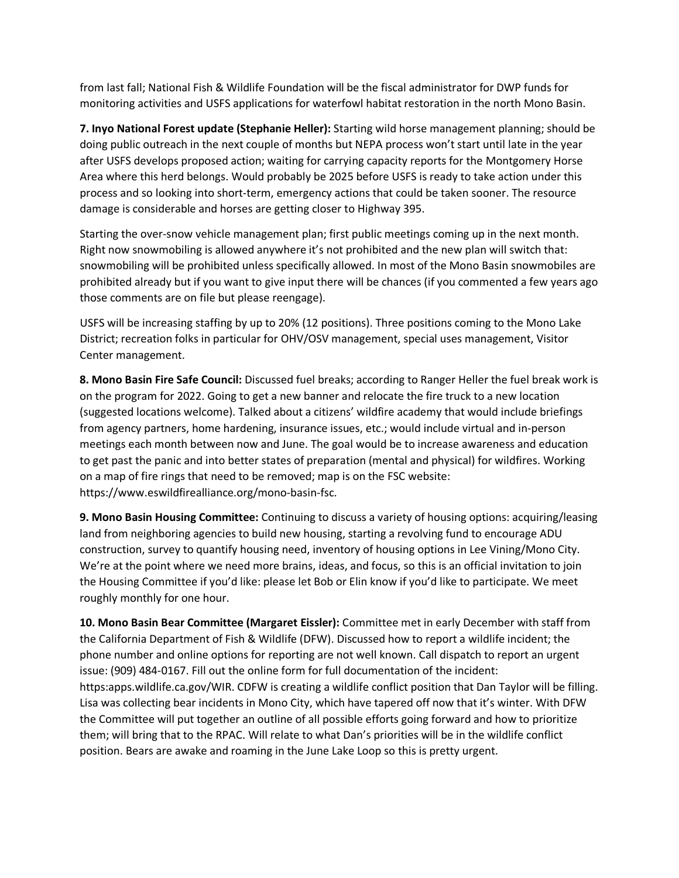from last fall; National Fish & Wildlife Foundation will be the fiscal administrator for DWP funds for monitoring activities and USFS applications for waterfowl habitat restoration in the north Mono Basin.

**7. Inyo National Forest update (Stephanie Heller):** Starting wild horse management planning; should be doing public outreach in the next couple of months but NEPA process won't start until late in the year after USFS develops proposed action; waiting for carrying capacity reports for the Montgomery Horse Area where this herd belongs. Would probably be 2025 before USFS is ready to take action under this process and so looking into short-term, emergency actions that could be taken sooner. The resource damage is considerable and horses are getting closer to Highway 395.

Starting the over-snow vehicle management plan; first public meetings coming up in the next month. Right now snowmobiling is allowed anywhere it's not prohibited and the new plan will switch that: snowmobiling will be prohibited unless specifically allowed. In most of the Mono Basin snowmobiles are prohibited already but if you want to give input there will be chances (if you commented a few years ago those comments are on file but please reengage).

USFS will be increasing staffing by up to 20% (12 positions). Three positions coming to the Mono Lake District; recreation folks in particular for OHV/OSV management, special uses management, Visitor Center management.

**8. Mono Basin Fire Safe Council:** Discussed fuel breaks; according to Ranger Heller the fuel break work is on the program for 2022. Going to get a new banner and relocate the fire truck to a new location (suggested locations welcome). Talked about a citizens' wildfire academy that would include briefings from agency partners, home hardening, insurance issues, etc.; would include virtual and in-person meetings each month between now and June. The goal would be to increase awareness and education to get past the panic and into better states of preparation (mental and physical) for wildfires. Working on a map of fire rings that need to be removed; map is on the FSC website: https://www.eswildfirealliance.org/mono-basin-fsc.

**9. Mono Basin Housing Committee:** Continuing to discuss a variety of housing options: acquiring/leasing land from neighboring agencies to build new housing, starting a revolving fund to encourage ADU construction, survey to quantify housing need, inventory of housing options in Lee Vining/Mono City. We're at the point where we need more brains, ideas, and focus, so this is an official invitation to join the Housing Committee if you'd like: please let Bob or Elin know if you'd like to participate. We meet roughly monthly for one hour.

**10. Mono Basin Bear Committee (Margaret Eissler):** Committee met in early December with staff from the California Department of Fish & Wildlife (DFW). Discussed how to report a wildlife incident; the phone number and online options for reporting are not well known. Call dispatch to report an urgent issue: (909) 484-0167. Fill out the online form for full documentation of the incident: https:apps.wildlife.ca.gov/WIR. CDFW is creating a wildlife conflict position that Dan Taylor will be filling. Lisa was collecting bear incidents in Mono City, which have tapered off now that it's winter. With DFW the Committee will put together an outline of all possible efforts going forward and how to prioritize them; will bring that to the RPAC. Will relate to what Dan's priorities will be in the wildlife conflict position. Bears are awake and roaming in the June Lake Loop so this is pretty urgent.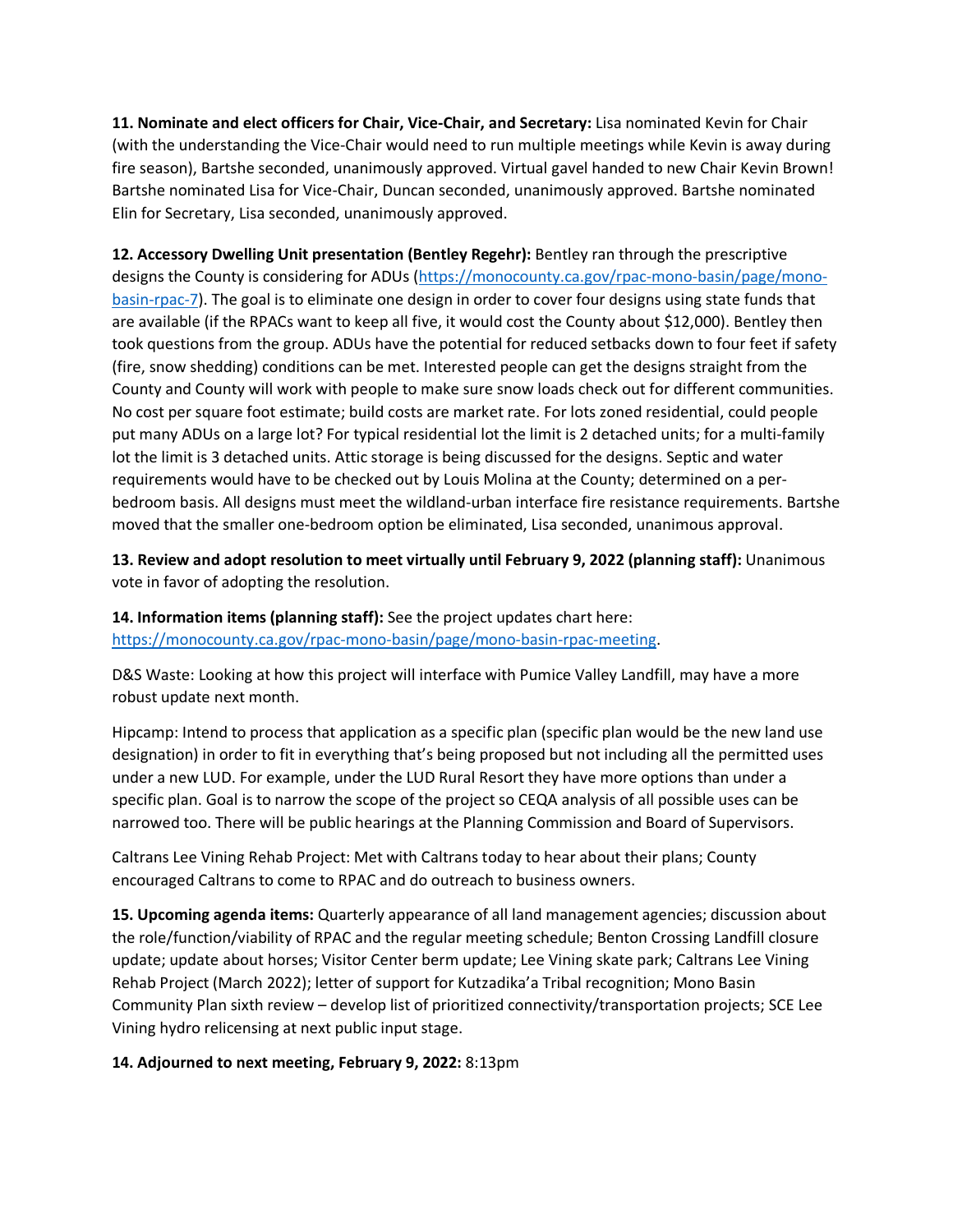**11. Nominate and elect officers for Chair, Vice-Chair, and Secretary:** Lisa nominated Kevin for Chair (with the understanding the Vice-Chair would need to run multiple meetings while Kevin is away during fire season), Bartshe seconded, unanimously approved. Virtual gavel handed to new Chair Kevin Brown! Bartshe nominated Lisa for Vice-Chair, Duncan seconded, unanimously approved. Bartshe nominated Elin for Secretary, Lisa seconded, unanimously approved.

**12. Accessory Dwelling Unit presentation (Bentley Regehr):** Bentley ran through the prescriptive designs the County is considering for ADUs (https://monocounty.ca.gov/rpac-mono-basin/page/mono-basin-rpac-7). The goal is to eliminate one design in order to cover four designs using state funds that are available (if the RPACs want to keep all five, it would cost the County about $12,000). Bentley then took questions from the group. ADUs have the potential for reduced setbacks down to four feet if safety (fire, snow shedding) conditions can be met. Interested people can get the designs straight from the County and County will work with people to make sure snow loads check out for different communities. No cost per square foot estimate; build costs are market rate. For lots zoned residential, could people put many ADUs on a large lot? For typical residential lot the limit is 2 detached units; for a multi-family lot the limit is 3 detached units. Attic storage is being discussed for the designs. Septic and water requirements would have to be checked out by Louis Molina at the County; determined on a per-bedroom basis. All designs must meet the wildland-urban interface fire resistance requirements. Bartshe moved that the smaller one-bedroom option be eliminated, Lisa seconded, unanimous approval.

**13. Review and adopt resolution to meet virtually until February 9, 2022 (planning staff):** Unanimous vote in favor of adopting the resolution.

**14. Information items (planning staff):** See the project updates chart here: https://monocounty.ca.gov/rpac-mono-basin/page/mono-basin-rpac-meeting.

D&S Waste: Looking at how this project will interface with Pumice Valley Landfill, may have a more robust update next month.

Hipcamp: Intend to process that application as a specific plan (specific plan would be the new land use designation) in order to fit in everything that's being proposed but not including all the permitted uses under a new LUD. For example, under the LUD Rural Resort they have more options than under a specific plan. Goal is to narrow the scope of the project so CEQA analysis of all possible uses can be narrowed too. There will be public hearings at the Planning Commission and Board of Supervisors.

Caltrans Lee Vining Rehab Project: Met with Caltrans today to hear about their plans; County encouraged Caltrans to come to RPAC and do outreach to business owners.

**15. Upcoming agenda items:** Quarterly appearance of all land management agencies; discussion about the role/function/viability of RPAC and the regular meeting schedule; Benton Crossing Landfill closure update; update about horses; Visitor Center berm update; Lee Vining skate park; Caltrans Lee Vining Rehab Project (March 2022); letter of support for Kutzadika'a Tribal recognition; Mono Basin Community Plan sixth review – develop list of prioritized connectivity/transportation projects; SCE Lee Vining hydro relicensing at next public input stage.

**14. Adjourned to next meeting, February 9, 2022:** 8:13pm